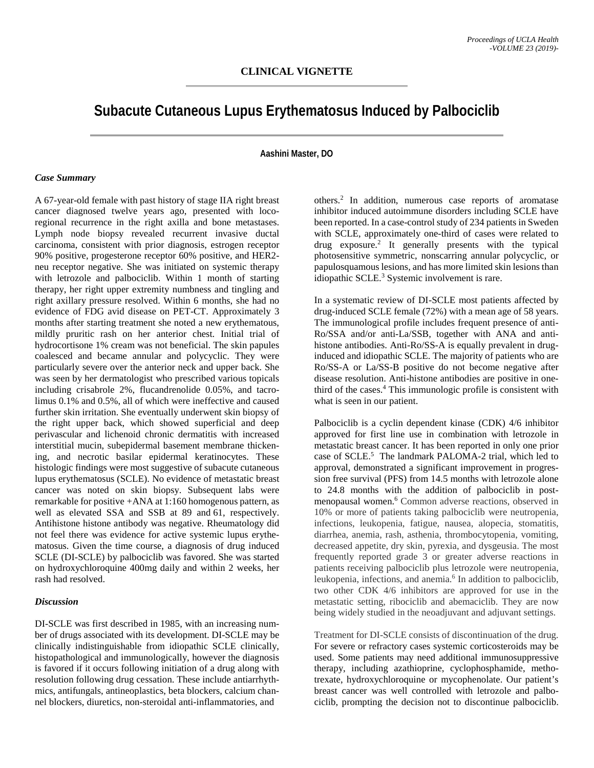## CLINICAL VIGNETTE

# Subacute Cutaneous Lupus Erythematosus Induced by Palbociclib

**Aashini Master, DO**

### *Case Summary*

A 67-year-old female with past history of stage IIA right breast cancer diagnosed twelve years ago, presented with loco-regional recurrence in the right axilla and bone metastases. Lymph node biopsy revealed recurrent invasive ductal carcinoma, consistent with prior diagnosis, estrogen receptor 90% positive, progesterone receptor 60% positive, and HER2-neu receptor negative. She was initiated on systemic therapy with letrozole and palbociclib. Within 1 month of starting therapy, her right upper extremity numbness and tingling and right axillary pressure resolved. Within 6 months, she had no evidence of FDG avid disease on PET-CT. Approximately 3 months after starting treatment she noted a new erythematous, mildly pruritic rash on her anterior chest. Initial trial of hydrocortisone 1% cream was not beneficial. The skin papules coalesced and became annular and polycyclic. They were particularly severe over the anterior neck and upper back. She was seen by her dermatologist who prescribed various topicals including crisabrole 2%, flucandrenolide 0.05%, and tacrolimus 0.1% and 0.5%, all of which were ineffective and caused further skin irritation. She eventually underwent skin biopsy of the right upper back, which showed superficial and deep perivascular and lichenoid chronic dermatitis with increased interstitial mucin, subepidermal basement membrane thickening, and necrotic basilar epidermal keratinocytes. These histologic findings were most suggestive of subacute cutaneous lupus erythematosus (SCLE). No evidence of metastatic breast cancer was noted on skin biopsy. Subsequent labs were remarkable for positive +ANA at 1:160 homogenous pattern, as well as elevated SSA and SSB at 89 and 61, respectively. Antihistone histone antibody was negative. Rheumatology did not feel there was evidence for active systemic lupus erythematosus. Given the time course, a diagnosis of drug induced SCLE (DI-SCLE) by palbociclib was favored. She was started on hydroxychloroquine 400mg daily and within 2 weeks, her rash had resolved.

### *Discussion*

DI-SCLE was first described in 1985, with an increasing number of drugs associated with its development. DI-SCLE may be clinically indistinguishable from idiopathic SCLE clinically, histopathological and immunologically, however the diagnosis is favored if it occurs following initiation of a drug along with resolution following drug cessation. These include antiarrhythmics, antifungals, antineoplastics, beta blockers, calcium channel blockers, diuretics, non-steroidal anti-inflammatories, and others.[2] In addition, numerous case reports of aromatase inhibitor induced autoimmune disorders including SCLE have been reported. In a case-control study of 234 patients in Sweden with SCLE, approximately one-third of cases were related to drug exposure.[2] It generally presents with the typical photosensitive symmetric, nonscarring annular polycyclic, or papulosquamous lesions, and has more limited skin lesions than idiopathic SCLE.[3] Systemic involvement is rare.

In a systematic review of DI-SCLE most patients affected by drug-induced SCLE female (72%) with a mean age of 58 years. The immunological profile includes frequent presence of anti-Ro/SSA and/or anti-La/SSB, together with ANA and anti-histone antibodies. Anti-Ro/SS-A is equally prevalent in drug-induced and idiopathic SCLE. The majority of patients who are Ro/SS-A or La/SS-B positive do not become negative after disease resolution. Anti-histone antibodies are positive in one-third of the cases.[4] This immunologic profile is consistent with what is seen in our patient.

Palbociclib is a cyclin dependent kinase (CDK) 4/6 inhibitor approved for first line use in combination with letrozole in metastatic breast cancer. It has been reported in only one prior case of SCLE.[5] The landmark PALOMA-2 trial, which led to approval, demonstrated a significant improvement in progression free survival (PFS) from 14.5 months with letrozole alone to 24.8 months with the addition of palbociclib in post-menopausal women.[6] Common adverse reactions, observed in 10% or more of patients taking palbociclib were neutropenia, infections, leukopenia, fatigue, nausea, alopecia, stomatitis, diarrhea, anemia, rash, asthenia, thrombocytopenia, vomiting, decreased appetite, dry skin, pyrexia, and dysgeusia. The most frequently reported grade 3 or greater adverse reactions in patients receiving palbociclib plus letrozole were neutropenia, leukopenia, infections, and anemia.[6] In addition to palbociclib, two other CDK 4/6 inhibitors are approved for use in the metastatic setting, ribociclib and abemaciclib. They are now being widely studied in the neoadjuvant and adjuvant settings.

Treatment for DI-SCLE consists of discontinuation of the drug. For severe or refractory cases systemic corticosteroids may be used. Some patients may need additional immunosuppressive therapy, including azathioprine, cyclophosphamide, methotrexate, hydroxychloroquine or mycophenolate. Our patient's breast cancer was well controlled with letrozole and palbociclib, prompting the decision not to discontinue palbociclib.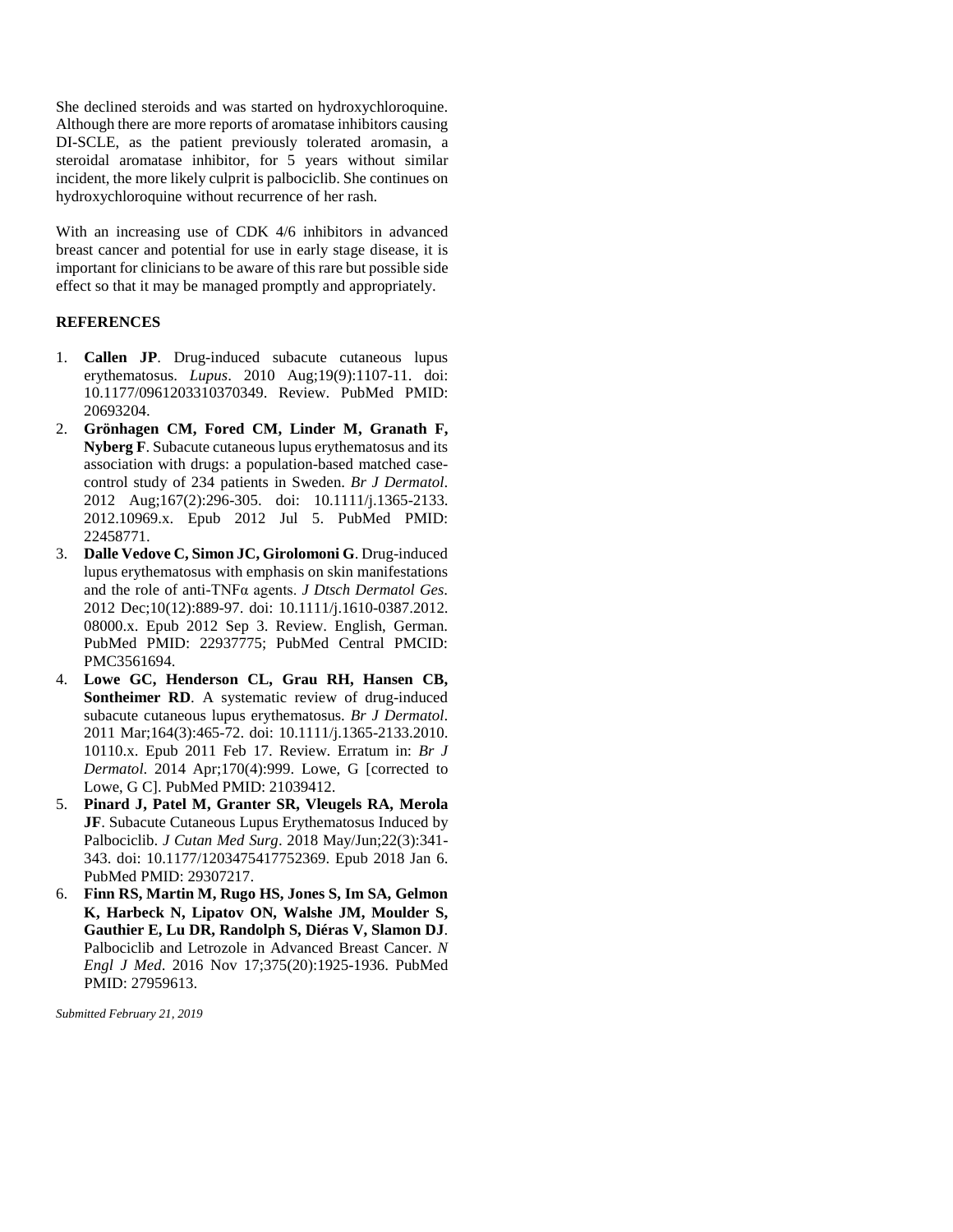She declined steroids and was started on hydroxychloroquine. Although there are more reports of aromatase inhibitors causing DI-SCLE, as the patient previously tolerated aromasin, a steroidal aromatase inhibitor, for 5 years without similar incident, the more likely culprit is palbociclib. She continues on hydroxychloroquine without recurrence of her rash.

With an increasing use of CDK 4/6 inhibitors in advanced breast cancer and potential for use in early stage disease, it is important for clinicians to be aware of this rare but possible side effect so that it may be managed promptly and appropriately.

## REFERENCES

1. **Callen JP**. Drug-induced subacute cutaneous lupus erythematosus. *Lupus*. 2010 Aug;19(9):1107-11. doi: 10.1177/0961203310370349. Review. PubMed PMID: 20693204.
2. **Grönhagen CM, Fored CM, Linder M, Granath F, Nyberg F**. Subacute cutaneous lupus erythematosus and its association with drugs: a population-based matched case-control study of 234 patients in Sweden. *Br J Dermatol*. 2012 Aug;167(2):296-305. doi: 10.1111/j.1365-2133.2012.10969.x. Epub 2012 Jul 5. PubMed PMID: 22458771.
3. **Dalle Vedove C, Simon JC, Girolomoni G**. Drug-induced lupus erythematosus with emphasis on skin manifestations and the role of anti-TNFα agents. *J Dtsch Dermatol Ges*. 2012 Dec;10(12):889-97. doi: 10.1111/j.1610-0387.2012.08000.x. Epub 2012 Sep 3. Review. English, German. PubMed PMID: 22937775; PubMed Central PMCID: PMC3561694.
4. **Lowe GC, Henderson CL, Grau RH, Hansen CB, Sontheimer RD**. A systematic review of drug-induced subacute cutaneous lupus erythematosus. *Br J Dermatol*. 2011 Mar;164(3):465-72. doi: 10.1111/j.1365-2133.2010.10110.x. Epub 2011 Feb 17. Review. Erratum in: *Br J Dermatol*. 2014 Apr;170(4):999. Lowe, G [corrected to Lowe, G C]. PubMed PMID: 21039412.
5. **Pinard J, Patel M, Granter SR, Vleugels RA, Merola JF**. Subacute Cutaneous Lupus Erythematosus Induced by Palbociclib. *J Cutan Med Surg*. 2018 May/Jun;22(3):341-343. doi: 10.1177/1203475417752369. Epub 2018 Jan 6. PubMed PMID: 29307217.
6. **Finn RS, Martin M, Rugo HS, Jones S, Im SA, Gelmon K, Harbeck N, Lipatov ON, Walshe JM, Moulder S, Gauthier E, Lu DR, Randolph S, Diéras V, Slamon DJ**. Palbociclib and Letrozole in Advanced Breast Cancer. *N Engl J Med*. 2016 Nov 17;375(20):1925-1936. PubMed PMID: 27959613.

*Submitted February 21, 2019*